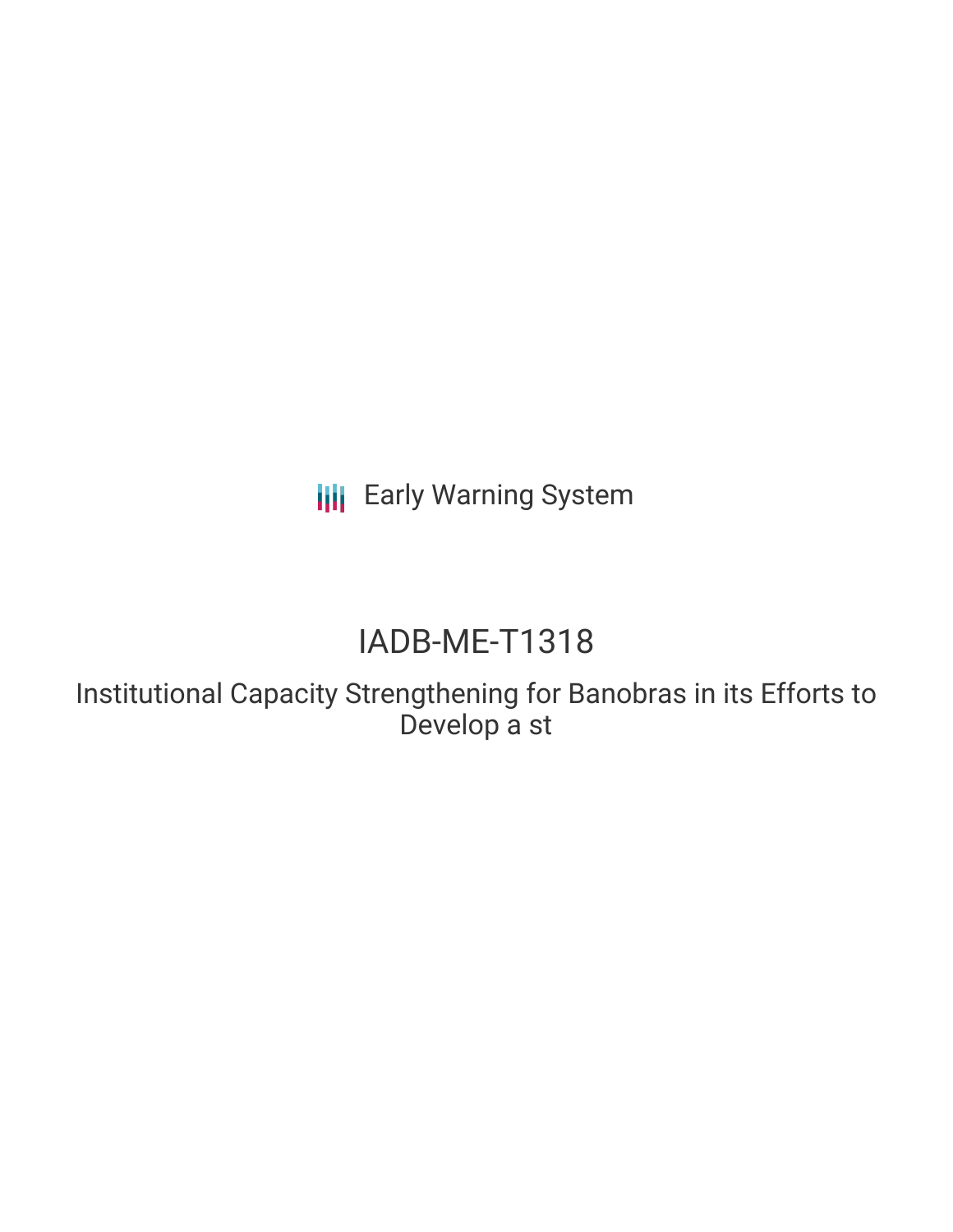Early Warning System

# IADB-ME-T1318

## Institutional Capacity Strengthening for Banobras in its Efforts to Develop a st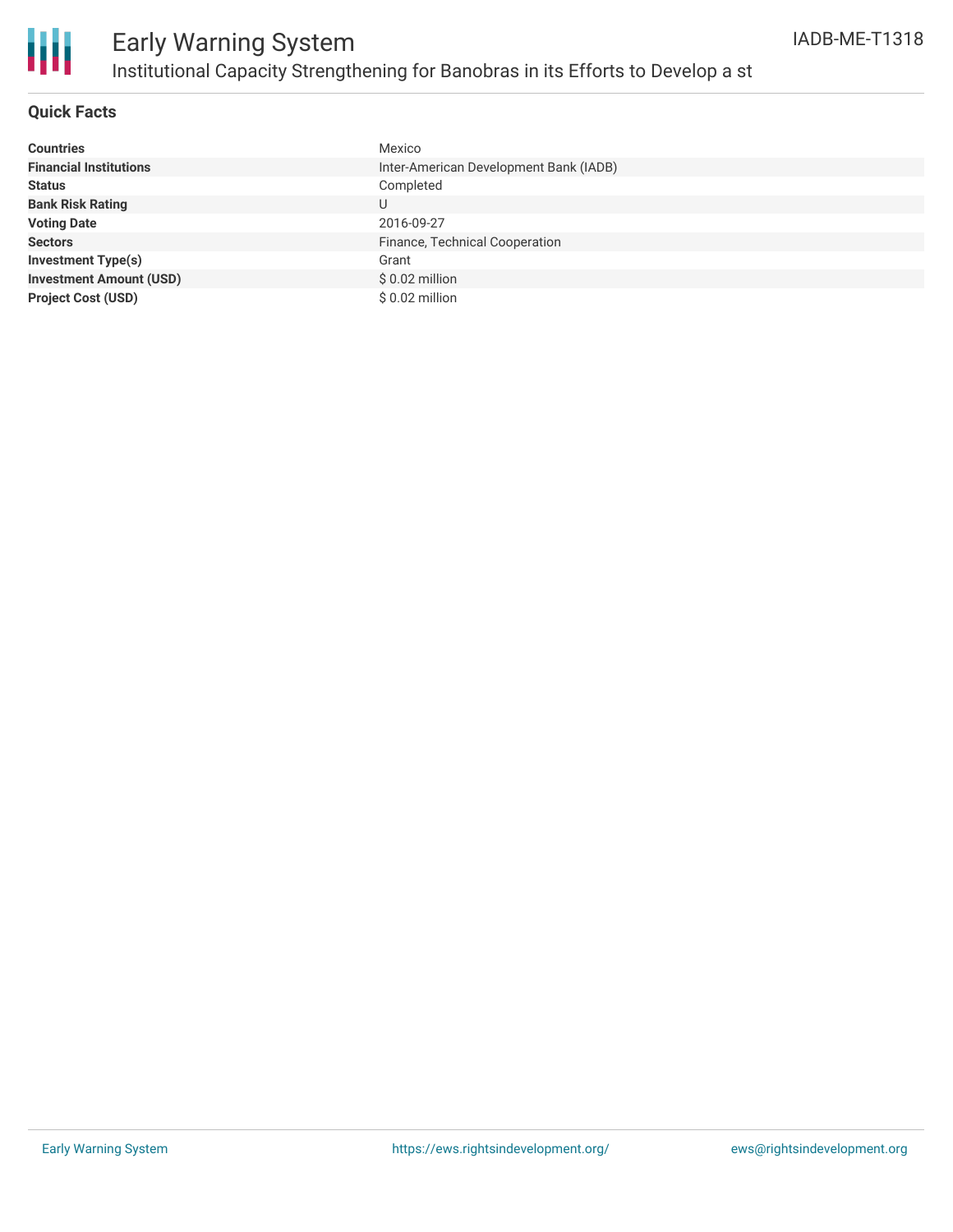# Early Warning System

## Institutional Capacity Strengthening for Banobras in its Efforts to Develop a st

IADB-ME-T1318

### Quick Facts

| | |
|---|---|
| **Countries** | Mexico |
| **Financial Institutions** | Inter-American Development Bank (IADB) |
| **Status** | Completed |
| **Bank Risk Rating** | U |
| **Voting Date** | 2016-09-27 |
| **Sectors** | Finance, Technical Cooperation |
| **Investment Type(s)** | Grant |
| **Investment Amount (USD)** | $ 0.02 million |
| **Project Cost (USD)** | $ 0.02 million |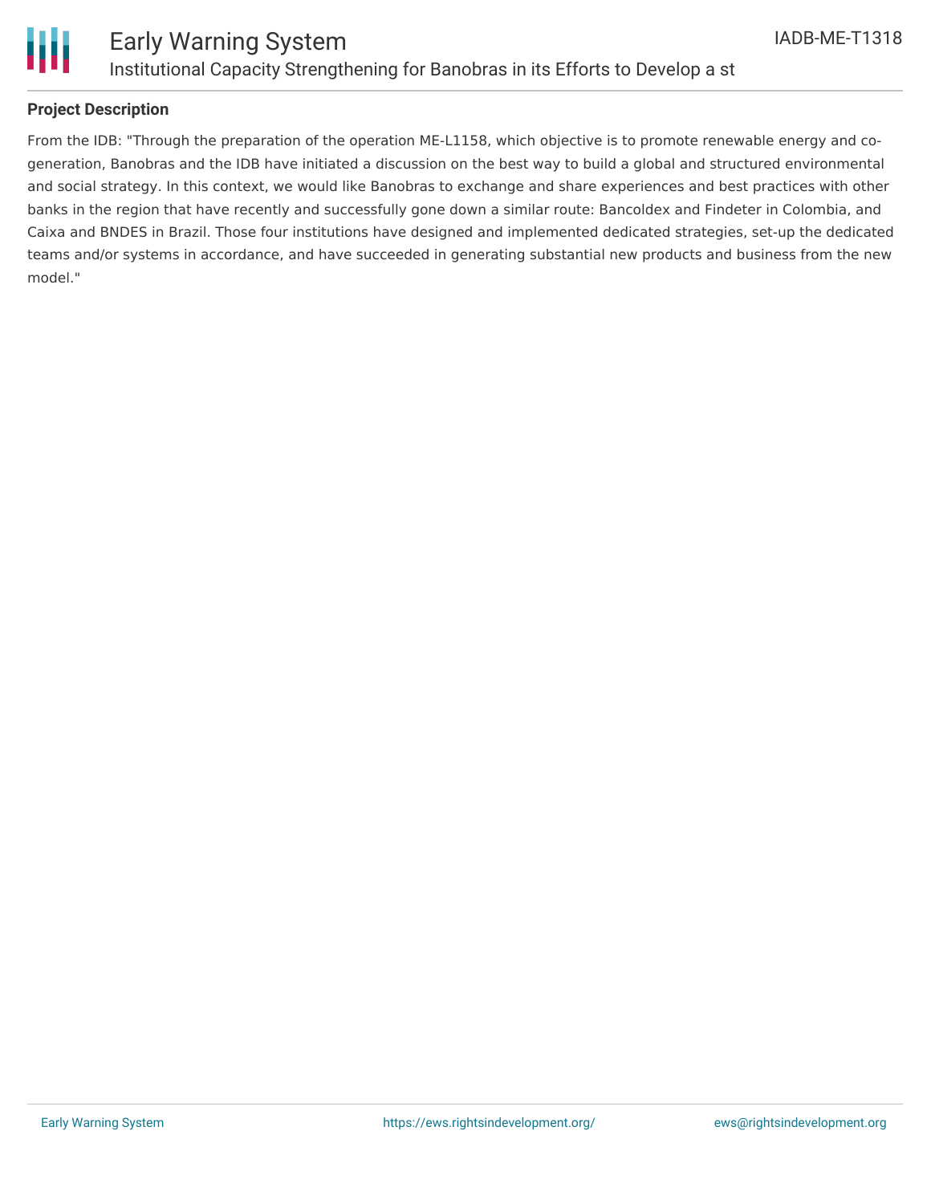## Project Description

From the IDB: "Through the preparation of the operation ME-L1158, which objective is to promote renewable energy and co-generation, Banobras and the IDB have initiated a discussion on the best way to build a global and structured environmental and social strategy. In this context, we would like Banobras to exchange and share experiences and best practices with other banks in the region that have recently and successfully gone down a similar route: Bancoldex and Findeter in Colombia, and Caixa and BNDES in Brazil. Those four institutions have designed and implemented dedicated strategies, set-up the dedicated teams and/or systems in accordance, and have succeeded in generating substantial new products and business from the new model."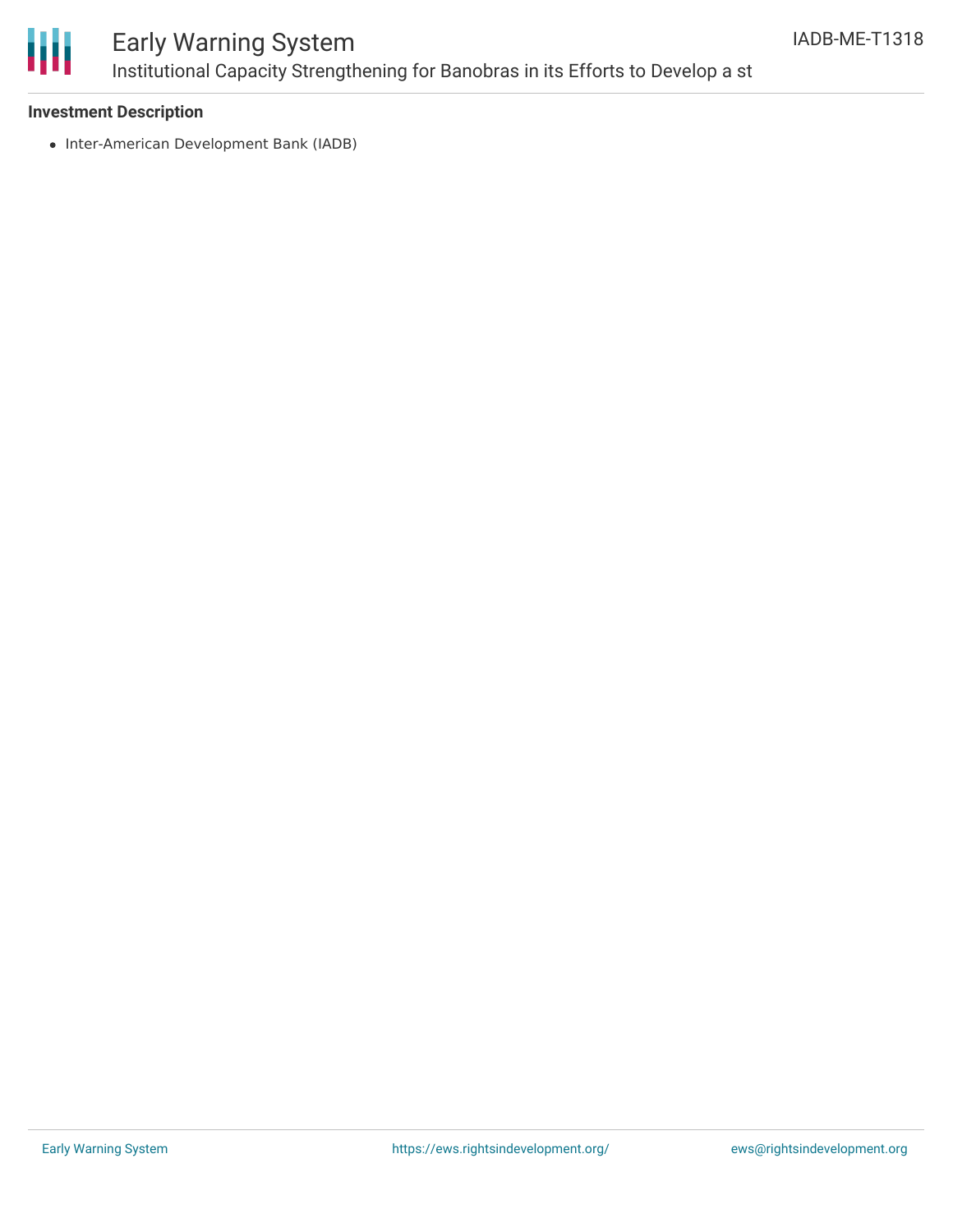**Investment Description**

- Inter-American Development Bank (IADB)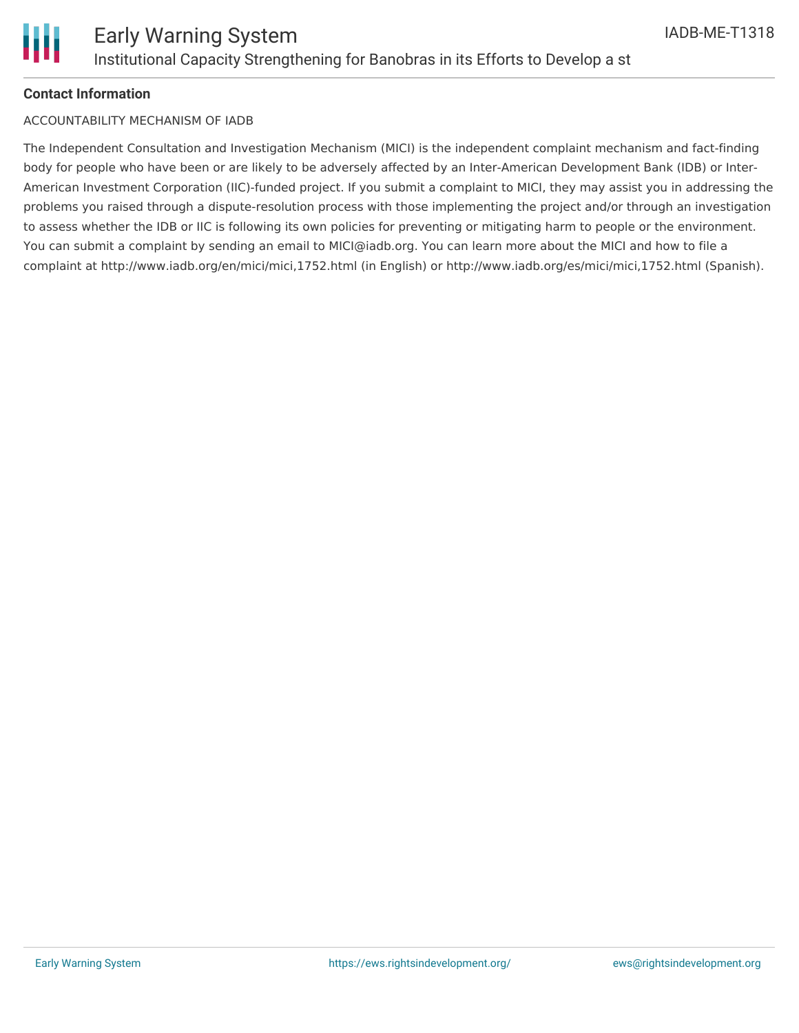**Contact Information**

ACCOUNTABILITY MECHANISM OF IADB

The Independent Consultation and Investigation Mechanism (MICI) is the independent complaint mechanism and fact-finding body for people who have been or are likely to be adversely affected by an Inter-American Development Bank (IDB) or Inter-American Investment Corporation (IIC)-funded project. If you submit a complaint to MICI, they may assist you in addressing the problems you raised through a dispute-resolution process with those implementing the project and/or through an investigation to assess whether the IDB or IIC is following its own policies for preventing or mitigating harm to people or the environment. You can submit a complaint by sending an email to MICI@iadb.org. You can learn more about the MICI and how to file a complaint at http://www.iadb.org/en/mici/mici,1752.html (in English) or http://www.iadb.org/es/mici/mici,1752.html (Spanish).